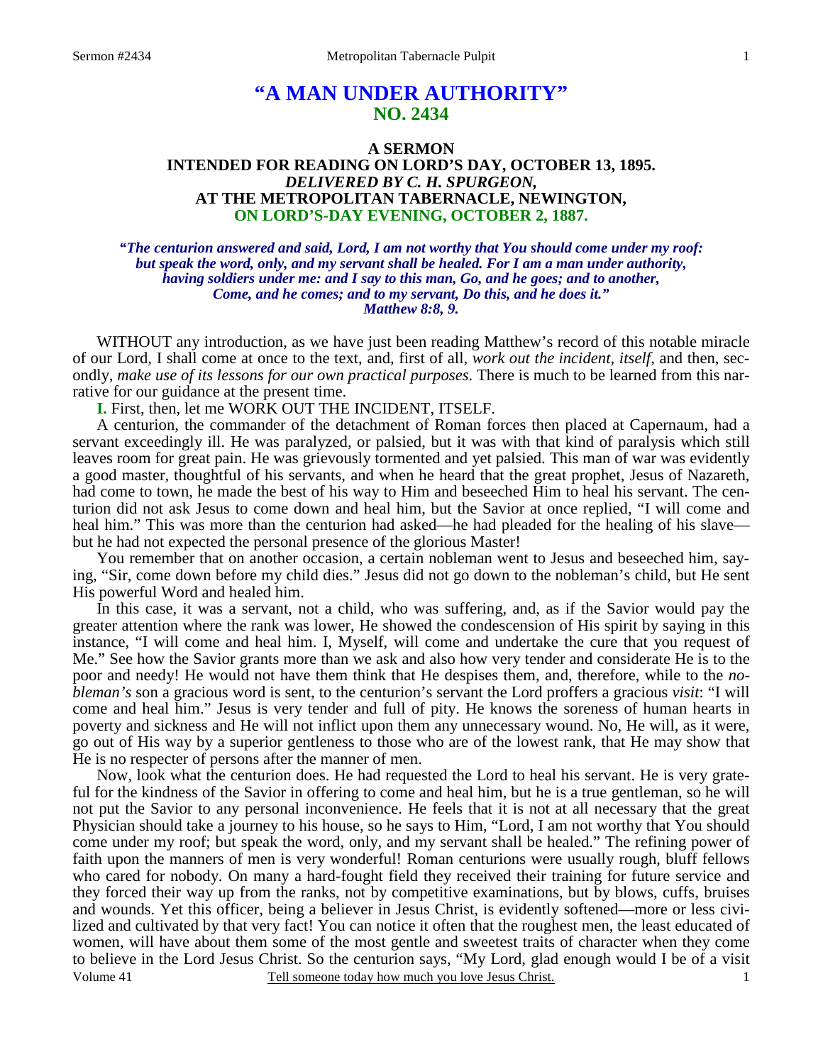# "A MAN UNDER AUTHORITY"
## NO. 2434

### A SERMON
### INTENDED FOR READING ON LORD'S DAY, OCTOBER 13, 1895.
### *DELIVERED BY C. H. SPURGEON,*
### AT THE METROPOLITAN TABERNACLE, NEWINGTON,
### ON LORD'S-DAY EVENING, OCTOBER 2, 1887.

***"The centurion answered and said, Lord, I am not worthy that You should come under my roof: but speak the word, only, and my servant shall be healed. For I am a man under authority, having soldiers under me: and I say to this man, Go, and he goes; and to another, Come, and he comes; and to my servant, Do this, and he does it." Matthew 8:8, 9.***

WITHOUT any introduction, as we have just been reading Matthew's record of this notable miracle of our Lord, I shall come at once to the text, and, first of all, *work out the incident, itself*, and then, secondly, *make use of its lessons for our own practical purposes*. There is much to be learned from this narrative for our guidance at the present time.

**I.** First, then, let me WORK OUT THE INCIDENT, ITSELF.

A centurion, the commander of the detachment of Roman forces then placed at Capernaum, had a servant exceedingly ill. He was paralyzed, or palsied, but it was with that kind of paralysis which still leaves room for great pain. He was grievously tormented and yet palsied. This man of war was evidently a good master, thoughtful of his servants, and when he heard that the great prophet, Jesus of Nazareth, had come to town, he made the best of his way to Him and beseeched Him to heal his servant. The centurion did not ask Jesus to come down and heal him, but the Savior at once replied, "I will come and heal him." This was more than the centurion had asked—he had pleaded for the healing of his slave—but he had not expected the personal presence of the glorious Master!

You remember that on another occasion, a certain nobleman went to Jesus and beseeched him, saying, "Sir, come down before my child dies." Jesus did not go down to the nobleman's child, but He sent His powerful Word and healed him.

In this case, it was a servant, not a child, who was suffering, and, as if the Savior would pay the greater attention where the rank was lower, He showed the condescension of His spirit by saying in this instance, "I will come and heal him. I, Myself, will come and undertake the cure that you request of Me." See how the Savior grants more than we ask and also how very tender and considerate He is to the poor and needy! He would not have them think that He despises them, and, therefore, while to the *nobleman's* son a gracious word is sent, to the centurion's servant the Lord proffers a gracious *visit*: "I will come and heal him." Jesus is very tender and full of pity. He knows the soreness of human hearts in poverty and sickness and He will not inflict upon them any unnecessary wound. No, He will, as it were, go out of His way by a superior gentleness to those who are of the lowest rank, that He may show that He is no respecter of persons after the manner of men.

Now, look what the centurion does. He had requested the Lord to heal his servant. He is very grateful for the kindness of the Savior in offering to come and heal him, but he is a true gentleman, so he will not put the Savior to any personal inconvenience. He feels that it is not at all necessary that the great Physician should take a journey to his house, so he says to Him, "Lord, I am not worthy that You should come under my roof; but speak the word, only, and my servant shall be healed." The refining power of faith upon the manners of men is very wonderful! Roman centurions were usually rough, bluff fellows who cared for nobody. On many a hard-fought field they received their training for future service and they forced their way up from the ranks, not by competitive examinations, but by blows, cuffs, bruises and wounds. Yet this officer, being a believer in Jesus Christ, is evidently softened—more or less civilized and cultivated by that very fact! You can notice it often that the roughest men, the least educated of women, will have about them some of the most gentle and sweetest traits of character when they come to believe in the Lord Jesus Christ. So the centurion says, "My Lord, glad enough would I be of a visit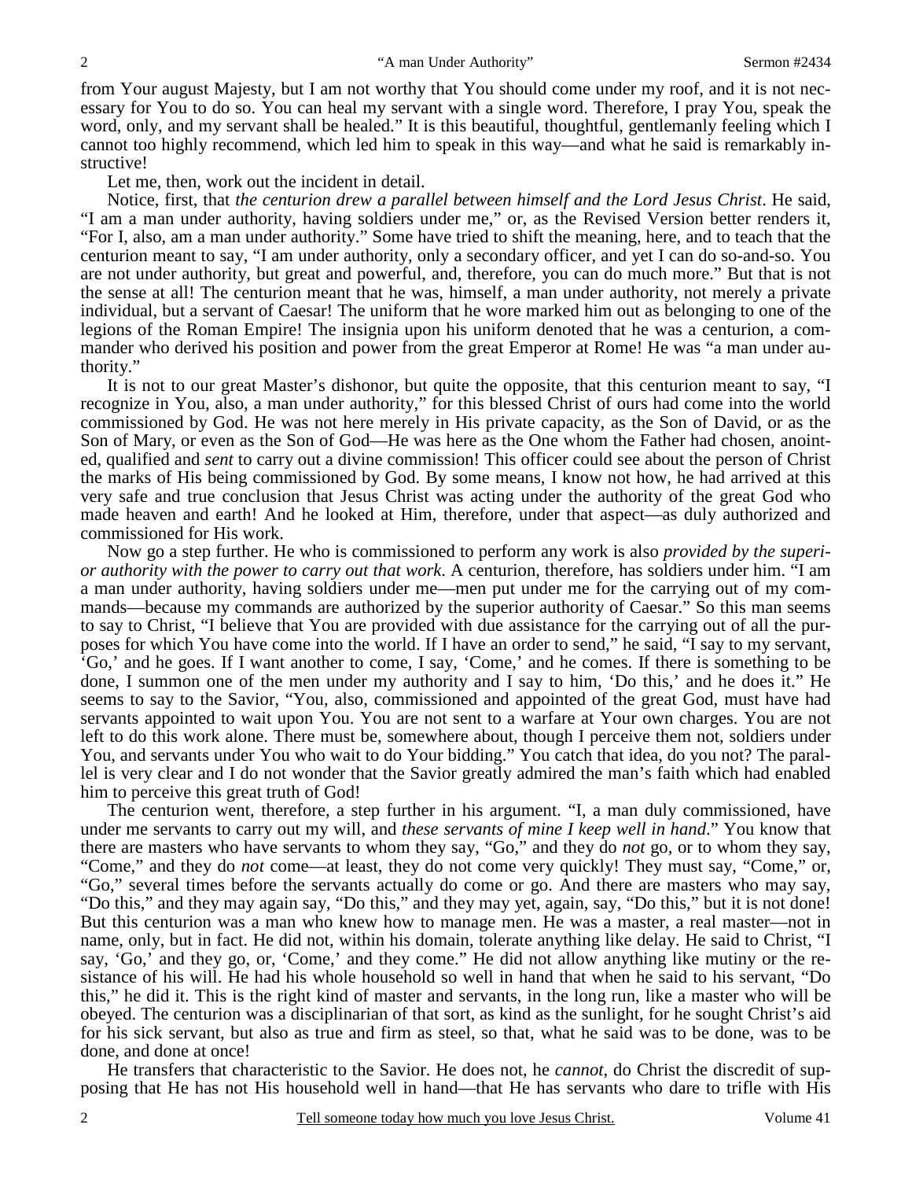from Your august Majesty, but I am not worthy that You should come under my roof, and it is not necessary for You to do so. You can heal my servant with a single word. Therefore, I pray You, speak the word, only, and my servant shall be healed." It is this beautiful, thoughtful, gentlemanly feeling which I cannot too highly recommend, which led him to speak in this way—and what he said is remarkably instructive!

Let me, then, work out the incident in detail.

Notice, first, that *the centurion drew a parallel between himself and the Lord Jesus Christ*. He said, "I am a man under authority, having soldiers under me," or, as the Revised Version better renders it, "For I, also, am a man under authority." Some have tried to shift the meaning, here, and to teach that the centurion meant to say, "I am under authority, only a secondary officer, and yet I can do so-and-so. You are not under authority, but great and powerful, and, therefore, you can do much more." But that is not the sense at all! The centurion meant that he was, himself, a man under authority, not merely a private individual, but a servant of Caesar! The uniform that he wore marked him out as belonging to one of the legions of the Roman Empire! The insignia upon his uniform denoted that he was a centurion, a commander who derived his position and power from the great Emperor at Rome! He was "a man under authority."

It is not to our great Master's dishonor, but quite the opposite, that this centurion meant to say, "I recognize in You, also, a man under authority," for this blessed Christ of ours had come into the world commissioned by God. He was not here merely in His private capacity, as the Son of David, or as the Son of Mary, or even as the Son of God—He was here as the One whom the Father had chosen, anointed, qualified and *sent* to carry out a divine commission! This officer could see about the person of Christ the marks of His being commissioned by God. By some means, I know not how, he had arrived at this very safe and true conclusion that Jesus Christ was acting under the authority of the great God who made heaven and earth! And he looked at Him, therefore, under that aspect—as duly authorized and commissioned for His work.

Now go a step further. He who is commissioned to perform any work is also *provided by the superior authority with the power to carry out that work*. A centurion, therefore, has soldiers under him. "I am a man under authority, having soldiers under me—men put under me for the carrying out of my commands—because my commands are authorized by the superior authority of Caesar." So this man seems to say to Christ, "I believe that You are provided with due assistance for the carrying out of all the purposes for which You have come into the world. If I have an order to send," he said, "I say to my servant, 'Go,' and he goes. If I want another to come, I say, 'Come,' and he comes. If there is something to be done, I summon one of the men under my authority and I say to him, 'Do this,' and he does it." He seems to say to the Savior, "You, also, commissioned and appointed of the great God, must have had servants appointed to wait upon You. You are not sent to a warfare at Your own charges. You are not left to do this work alone. There must be, somewhere about, though I perceive them not, soldiers under You, and servants under You who wait to do Your bidding." You catch that idea, do you not? The parallel is very clear and I do not wonder that the Savior greatly admired the man's faith which had enabled him to perceive this great truth of God!

The centurion went, therefore, a step further in his argument. "I, a man duly commissioned, have under me servants to carry out my will, and *these servants of mine I keep well in hand*." You know that there are masters who have servants to whom they say, "Go," and they do *not* go, or to whom they say, "Come," and they do *not* come—at least, they do not come very quickly! They must say, "Come," or, "Go," several times before the servants actually do come or go. And there are masters who may say, "Do this," and they may again say, "Do this," and they may yet, again, say, "Do this," but it is not done! But this centurion was a man who knew how to manage men. He was a master, a real master—not in name, only, but in fact. He did not, within his domain, tolerate anything like delay. He said to Christ, "I say, 'Go,' and they go, or, 'Come,' and they come." He did not allow anything like mutiny or the resistance of his will. He had his whole household so well in hand that when he said to his servant, "Do this," he did it. This is the right kind of master and servants, in the long run, like a master who will be obeyed. The centurion was a disciplinarian of that sort, as kind as the sunlight, for he sought Christ's aid for his sick servant, but also as true and firm as steel, so that, what he said was to be done, was to be done, and done at once!

He transfers that characteristic to the Savior. He does not, he *cannot*, do Christ the discredit of supposing that He has not His household well in hand—that He has servants who dare to trifle with His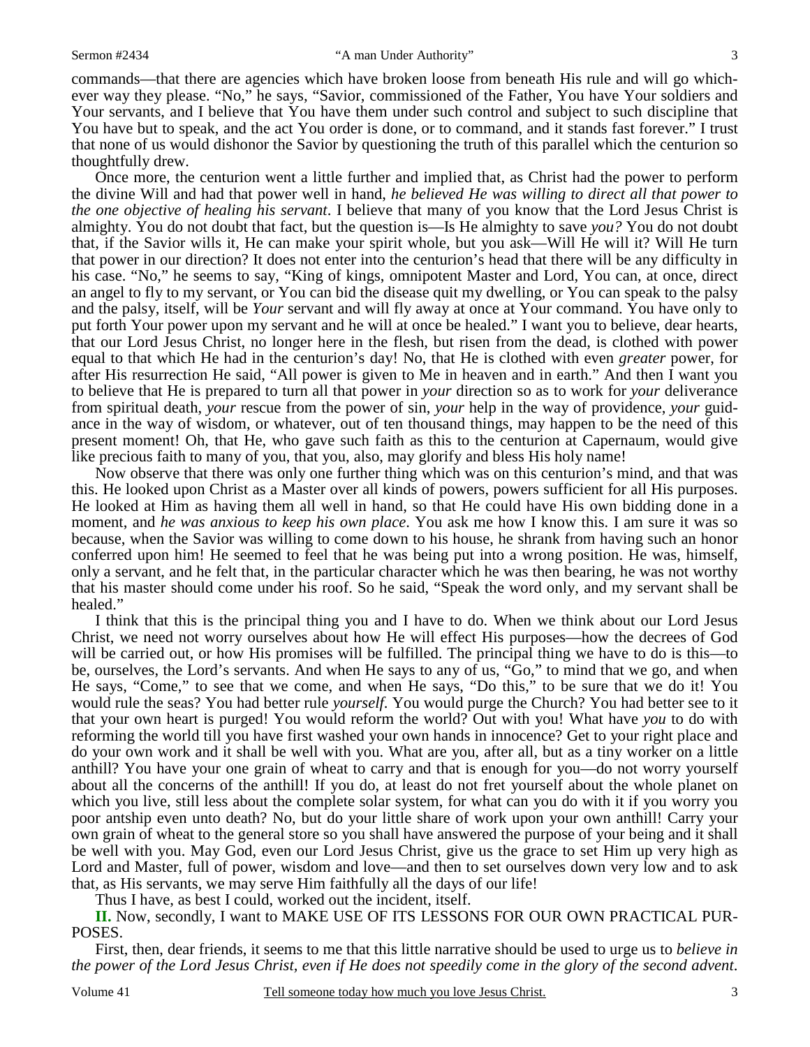commands—that there are agencies which have broken loose from beneath His rule and will go whichever way they please. "No," he says, "Savior, commissioned of the Father, You have Your soldiers and Your servants, and I believe that You have them under such control and subject to such discipline that You have but to speak, and the act You order is done, or to command, and it stands fast forever." I trust that none of us would dishonor the Savior by questioning the truth of this parallel which the centurion so thoughtfully drew.

Once more, the centurion went a little further and implied that, as Christ had the power to perform the divine Will and had that power well in hand, *he believed He was willing to direct all that power to the one objective of healing his servant*. I believe that many of you know that the Lord Jesus Christ is almighty. You do not doubt that fact, but the question is—Is He almighty to save *you?* You do not doubt that, if the Savior wills it, He can make your spirit whole, but you ask—Will He will it? Will He turn that power in our direction? It does not enter into the centurion's head that there will be any difficulty in his case. "No," he seems to say, "King of kings, omnipotent Master and Lord, You can, at once, direct an angel to fly to my servant, or You can bid the disease quit my dwelling, or You can speak to the palsy and the palsy, itself, will be *Your* servant and will fly away at once at Your command. You have only to put forth Your power upon my servant and he will at once be healed." I want you to believe, dear hearts, that our Lord Jesus Christ, no longer here in the flesh, but risen from the dead, is clothed with power equal to that which He had in the centurion's day! No, that He is clothed with even *greater* power, for after His resurrection He said, "All power is given to Me in heaven and in earth." And then I want you to believe that He is prepared to turn all that power in *your* direction so as to work for *your* deliverance from spiritual death, *your* rescue from the power of sin, *your* help in the way of providence, *your* guidance in the way of wisdom, or whatever, out of ten thousand things, may happen to be the need of this present moment! Oh, that He, who gave such faith as this to the centurion at Capernaum, would give like precious faith to many of you, that you, also, may glorify and bless His holy name!

Now observe that there was only one further thing which was on this centurion's mind, and that was this. He looked upon Christ as a Master over all kinds of powers, powers sufficient for all His purposes. He looked at Him as having them all well in hand, so that He could have His own bidding done in a moment, and *he was anxious to keep his own place*. You ask me how I know this. I am sure it was so because, when the Savior was willing to come down to his house, he shrank from having such an honor conferred upon him! He seemed to feel that he was being put into a wrong position. He was, himself, only a servant, and he felt that, in the particular character which he was then bearing, he was not worthy that his master should come under his roof. So he said, "Speak the word only, and my servant shall be healed."

I think that this is the principal thing you and I have to do. When we think about our Lord Jesus Christ, we need not worry ourselves about how He will effect His purposes—how the decrees of God will be carried out, or how His promises will be fulfilled. The principal thing we have to do is this—to be, ourselves, the Lord's servants. And when He says to any of us, "Go," to mind that we go, and when He says, "Come," to see that we come, and when He says, "Do this," to be sure that we do it! You would rule the seas? You had better rule *yourself.* You would purge the Church? You had better see to it that your own heart is purged! You would reform the world? Out with you! What have *you* to do with reforming the world till you have first washed your own hands in innocence? Get to your right place and do your own work and it shall be well with you. What are you, after all, but as a tiny worker on a little anthill? You have your one grain of wheat to carry and that is enough for you—do not worry yourself about all the concerns of the anthill! If you do, at least do not fret yourself about the whole planet on which you live, still less about the complete solar system, for what can you do with it if you worry you poor antship even unto death? No, but do your little share of work upon your own anthill! Carry your own grain of wheat to the general store so you shall have answered the purpose of your being and it shall be well with you. May God, even our Lord Jesus Christ, give us the grace to set Him up very high as Lord and Master, full of power, wisdom and love—and then to set ourselves down very low and to ask that, as His servants, we may serve Him faithfully all the days of our life!

Thus I have, as best I could, worked out the incident, itself.

**II.** Now, secondly, I want to MAKE USE OF ITS LESSONS FOR OUR OWN PRACTICAL PURPOSES.

First, then, dear friends, it seems to me that this little narrative should be used to urge us to *believe in the power of the Lord Jesus Christ, even if He does not speedily come in the glory of the second advent*.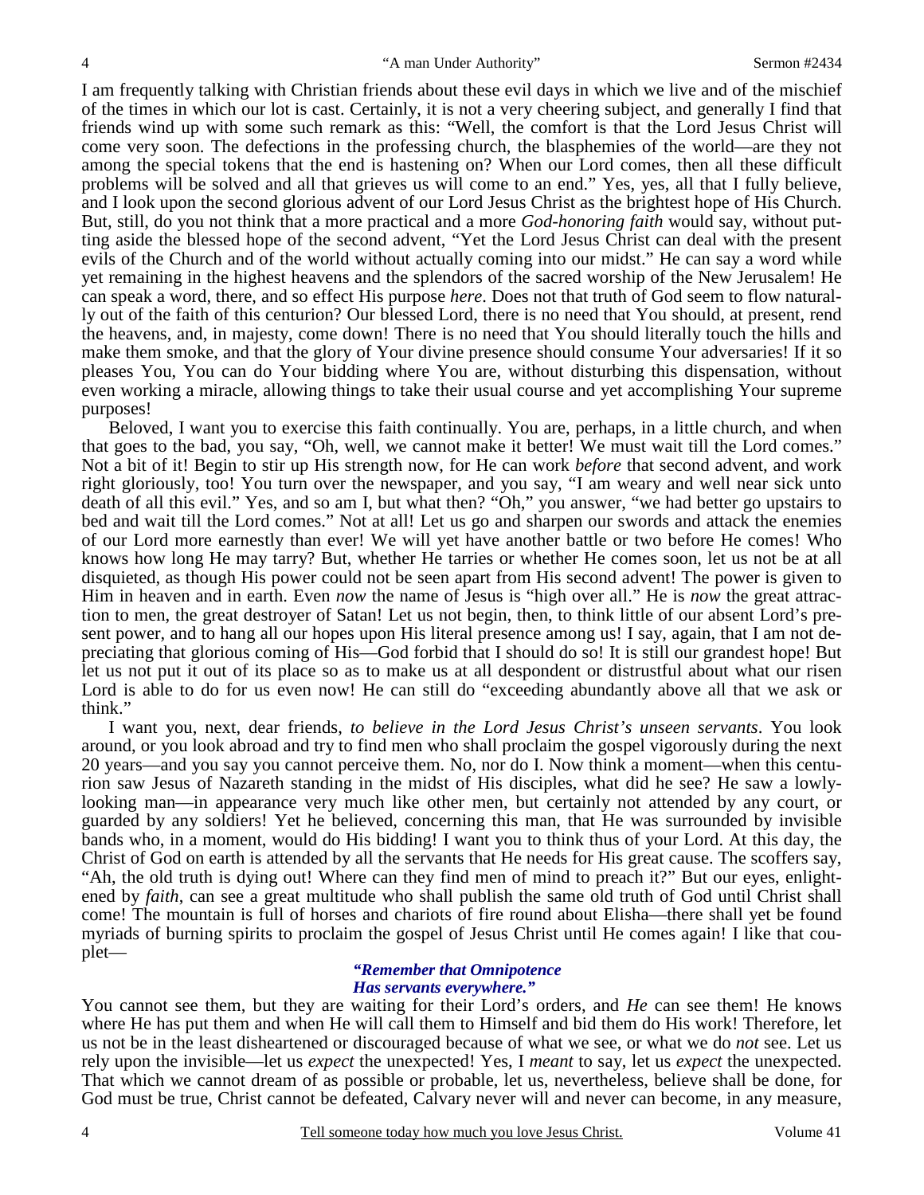I am frequently talking with Christian friends about these evil days in which we live and of the mischief of the times in which our lot is cast. Certainly, it is not a very cheering subject, and generally I find that friends wind up with some such remark as this: "Well, the comfort is that the Lord Jesus Christ will come very soon. The defections in the professing church, the blasphemies of the world—are they not among the special tokens that the end is hastening on? When our Lord comes, then all these difficult problems will be solved and all that grieves us will come to an end." Yes, yes, all that I fully believe, and I look upon the second glorious advent of our Lord Jesus Christ as the brightest hope of His Church. But, still, do you not think that a more practical and a more *God-honoring faith* would say, without putting aside the blessed hope of the second advent, "Yet the Lord Jesus Christ can deal with the present evils of the Church and of the world without actually coming into our midst." He can say a word while yet remaining in the highest heavens and the splendors of the sacred worship of the New Jerusalem! He can speak a word, there, and so effect His purpose *here*. Does not that truth of God seem to flow naturally out of the faith of this centurion? Our blessed Lord, there is no need that You should, at present, rend the heavens, and, in majesty, come down! There is no need that You should literally touch the hills and make them smoke, and that the glory of Your divine presence should consume Your adversaries! If it so pleases You, You can do Your bidding where You are, without disturbing this dispensation, without even working a miracle, allowing things to take their usual course and yet accomplishing Your supreme purposes!

Beloved, I want you to exercise this faith continually. You are, perhaps, in a little church, and when that goes to the bad, you say, "Oh, well, we cannot make it better! We must wait till the Lord comes." Not a bit of it! Begin to stir up His strength now, for He can work *before* that second advent, and work right gloriously, too! You turn over the newspaper, and you say, "I am weary and well near sick unto death of all this evil." Yes, and so am I, but what then? "Oh," you answer, "we had better go upstairs to bed and wait till the Lord comes." Not at all! Let us go and sharpen our swords and attack the enemies of our Lord more earnestly than ever! We will yet have another battle or two before He comes! Who knows how long He may tarry? But, whether He tarries or whether He comes soon, let us not be at all disquieted, as though His power could not be seen apart from His second advent! The power is given to Him in heaven and in earth. Even *now* the name of Jesus is "high over all." He is *now* the great attraction to men, the great destroyer of Satan! Let us not begin, then, to think little of our absent Lord's present power, and to hang all our hopes upon His literal presence among us! I say, again, that I am not depreciating that glorious coming of His—God forbid that I should do so! It is still our grandest hope! But let us not put it out of its place so as to make us at all despondent or distrustful about what our risen Lord is able to do for us even now! He can still do "exceeding abundantly above all that we ask or think."

I want you, next, dear friends, *to believe in the Lord Jesus Christ's unseen servants*. You look around, or you look abroad and try to find men who shall proclaim the gospel vigorously during the next 20 years—and you say you cannot perceive them. No, nor do I. Now think a moment—when this centurion saw Jesus of Nazareth standing in the midst of His disciples, what did he see? He saw a lowly-looking man—in appearance very much like other men, but certainly not attended by any court, or guarded by any soldiers! Yet he believed, concerning this man, that He was surrounded by invisible bands who, in a moment, would do His bidding! I want you to think thus of your Lord. At this day, the Christ of God on earth is attended by all the servants that He needs for His great cause. The scoffers say, "Ah, the old truth is dying out! Where can they find men of mind to preach it?" But our eyes, enlightened by *faith*, can see a great multitude who shall publish the same old truth of God until Christ shall come! The mountain is full of horses and chariots of fire round about Elisha—there shall yet be found myriads of burning spirits to proclaim the gospel of Jesus Christ until He comes again! I like that couplet—

> ***"Remember that Omnipotence***
> ***Has servants everywhere."***

You cannot see them, but they are waiting for their Lord's orders, and *He* can see them! He knows where He has put them and when He will call them to Himself and bid them do His work! Therefore, let us not be in the least disheartened or discouraged because of what we see, or what we do *not* see. Let us rely upon the invisible—let us *expect* the unexpected! Yes, I *meant* to say, let us *expect* the unexpected. That which we cannot dream of as possible or probable, let us, nevertheless, believe shall be done, for God must be true, Christ cannot be defeated, Calvary never will and never can become, in any measure,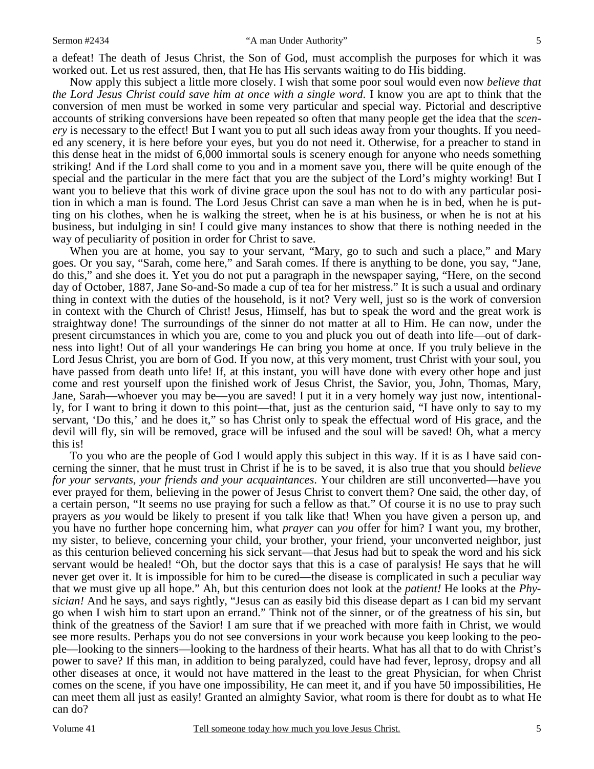a defeat! The death of Jesus Christ, the Son of God, must accomplish the purposes for which it was worked out. Let us rest assured, then, that He has His servants waiting to do His bidding.

Now apply this subject a little more closely. I wish that some poor soul would even now *believe that the Lord Jesus Christ could save him at once with a single word*. I know you are apt to think that the conversion of men must be worked in some very particular and special way. Pictorial and descriptive accounts of striking conversions have been repeated so often that many people get the idea that the *scenery* is necessary to the effect! But I want you to put all such ideas away from your thoughts. If you needed any scenery, it is here before your eyes, but you do not need it. Otherwise, for a preacher to stand in this dense heat in the midst of 6,000 immortal souls is scenery enough for anyone who needs something striking! And if the Lord shall come to you and in a moment save you, there will be quite enough of the special and the particular in the mere fact that you are the subject of the Lord's mighty working! But I want you to believe that this work of divine grace upon the soul has not to do with any particular position in which a man is found. The Lord Jesus Christ can save a man when he is in bed, when he is putting on his clothes, when he is walking the street, when he is at his business, or when he is not at his business, but indulging in sin! I could give many instances to show that there is nothing needed in the way of peculiarity of position in order for Christ to save.

When you are at home, you say to your servant, "Mary, go to such and such a place," and Mary goes. Or you say, "Sarah, come here," and Sarah comes. If there is anything to be done, you say, "Jane, do this," and she does it. Yet you do not put a paragraph in the newspaper saying, "Here, on the second day of October, 1887, Jane So-and-So made a cup of tea for her mistress." It is such a usual and ordinary thing in context with the duties of the household, is it not? Very well, just so is the work of conversion in context with the Church of Christ! Jesus, Himself, has but to speak the word and the great work is straightway done! The surroundings of the sinner do not matter at all to Him. He can now, under the present circumstances in which you are, come to you and pluck you out of death into life—out of darkness into light! Out of all your wanderings He can bring you home at once. If you truly believe in the Lord Jesus Christ, you are born of God. If you now, at this very moment, trust Christ with your soul, you have passed from death unto life! If, at this instant, you will have done with every other hope and just come and rest yourself upon the finished work of Jesus Christ, the Savior, you, John, Thomas, Mary, Jane, Sarah—whoever you may be—you are saved! I put it in a very homely way just now, intentionally, for I want to bring it down to this point—that, just as the centurion said, "I have only to say to my servant, 'Do this,' and he does it," so has Christ only to speak the effectual word of His grace, and the devil will fly, sin will be removed, grace will be infused and the soul will be saved! Oh, what a mercy this is!

To you who are the people of God I would apply this subject in this way. If it is as I have said concerning the sinner, that he must trust in Christ if he is to be saved, it is also true that you should *believe for your servants, your friends and your acquaintances*. Your children are still unconverted—have you ever prayed for them, believing in the power of Jesus Christ to convert them? One said, the other day, of a certain person, "It seems no use praying for such a fellow as that." Of course it is no use to pray such prayers as *you* would be likely to present if you talk like that! When you have given a person up, and you have no further hope concerning him, what *prayer* can *you* offer for him? I want you, my brother, my sister, to believe, concerning your child, your brother, your friend, your unconverted neighbor, just as this centurion believed concerning his sick servant—that Jesus had but to speak the word and his sick servant would be healed! "Oh, but the doctor says that this is a case of paralysis! He says that he will never get over it. It is impossible for him to be cured—the disease is complicated in such a peculiar way that we must give up all hope." Ah, but this centurion does not look at the *patient!* He looks at the *Physician!* And he says, and says rightly, "Jesus can as easily bid this disease depart as I can bid my servant go when I wish him to start upon an errand." Think not of the sinner, or of the greatness of his sin, but think of the greatness of the Savior! I am sure that if we preached with more faith in Christ, we would see more results. Perhaps you do not see conversions in your work because you keep looking to the people—looking to the sinners—looking to the hardness of their hearts. What has all that to do with Christ's power to save? If this man, in addition to being paralyzed, could have had fever, leprosy, dropsy and all other diseases at once, it would not have mattered in the least to the great Physician, for when Christ comes on the scene, if you have one impossibility, He can meet it, and if you have 50 impossibilities, He can meet them all just as easily! Granted an almighty Savior, what room is there for doubt as to what He can do?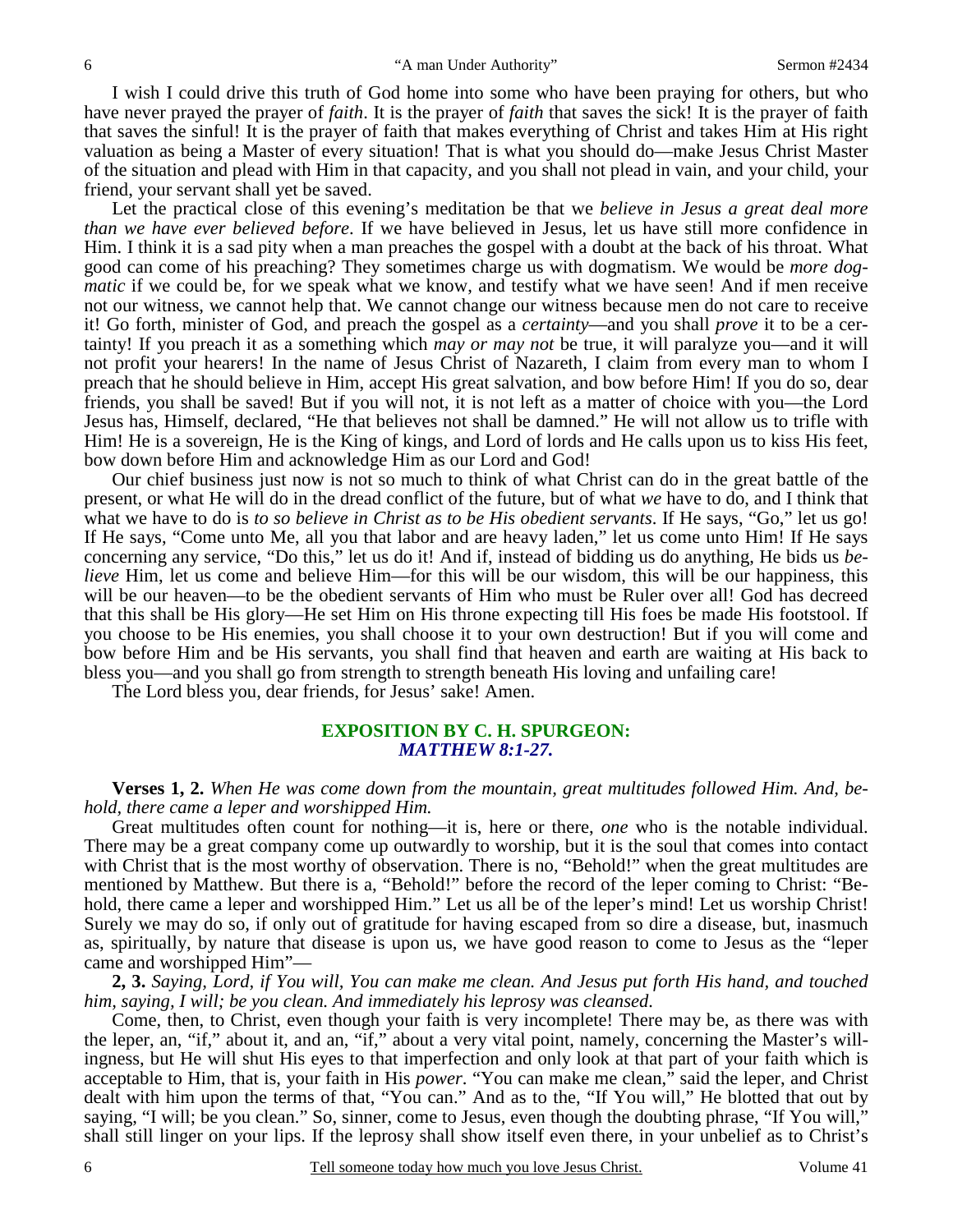I wish I could drive this truth of God home into some who have been praying for others, but who have never prayed the prayer of *faith*. It is the prayer of *faith* that saves the sick! It is the prayer of faith that saves the sinful! It is the prayer of faith that makes everything of Christ and takes Him at His right valuation as being a Master of every situation! That is what you should do—make Jesus Christ Master of the situation and plead with Him in that capacity, and you shall not plead in vain, and your child, your friend, your servant shall yet be saved.

Let the practical close of this evening's meditation be that we *believe in Jesus a great deal more than we have ever believed before*. If we have believed in Jesus, let us have still more confidence in Him. I think it is a sad pity when a man preaches the gospel with a doubt at the back of his throat. What good can come of his preaching? They sometimes charge us with dogmatism. We would be *more dogmatic* if we could be, for we speak what we know, and testify what we have seen! And if men receive not our witness, we cannot help that. We cannot change our witness because men do not care to receive it! Go forth, minister of God, and preach the gospel as a *certainty*—and you shall *prove* it to be a certainty! If you preach it as a something which *may or may not* be true, it will paralyze you—and it will not profit your hearers! In the name of Jesus Christ of Nazareth, I claim from every man to whom I preach that he should believe in Him, accept His great salvation, and bow before Him! If you do so, dear friends, you shall be saved! But if you will not, it is not left as a matter of choice with you—the Lord Jesus has, Himself, declared, "He that believes not shall be damned." He will not allow us to trifle with Him! He is a sovereign, He is the King of kings, and Lord of lords and He calls upon us to kiss His feet, bow down before Him and acknowledge Him as our Lord and God!

Our chief business just now is not so much to think of what Christ can do in the great battle of the present, or what He will do in the dread conflict of the future, but of what *we* have to do, and I think that what we have to do is *to so believe in Christ as to be His obedient servants*. If He says, "Go," let us go! If He says, "Come unto Me, all you that labor and are heavy laden," let us come unto Him! If He says concerning any service, "Do this," let us do it! And if, instead of bidding us do anything, He bids us *believe* Him, let us come and believe Him—for this will be our wisdom, this will be our happiness, this will be our heaven—to be the obedient servants of Him who must be Ruler over all! God has decreed that this shall be His glory—He set Him on His throne expecting till His foes be made His footstool. If you choose to be His enemies, you shall choose it to your own destruction! But if you will come and bow before Him and be His servants, you shall find that heaven and earth are waiting at His back to bless you—and you shall go from strength to strength beneath His loving and unfailing care!

The Lord bless you, dear friends, for Jesus' sake! Amen.

## EXPOSITION BY C. H. SPURGEON: *MATTHEW 8:1-27.*

**Verses 1, 2.** *When He was come down from the mountain, great multitudes followed Him. And, behold, there came a leper and worshipped Him.*

Great multitudes often count for nothing—it is, here or there, *one* who is the notable individual. There may be a great company come up outwardly to worship, but it is the soul that comes into contact with Christ that is the most worthy of observation. There is no, "Behold!" when the great multitudes are mentioned by Matthew. But there is a, "Behold!" before the record of the leper coming to Christ: "Behold, there came a leper and worshipped Him." Let us all be of the leper's mind! Let us worship Christ! Surely we may do so, if only out of gratitude for having escaped from so dire a disease, but, inasmuch as, spiritually, by nature that disease is upon us, we have good reason to come to Jesus as the "leper came and worshipped Him"—

**2, 3.** *Saying, Lord, if You will, You can make me clean. And Jesus put forth His hand, and touched him, saying, I will; be you clean. And immediately his leprosy was cleansed.*

Come, then, to Christ, even though your faith is very incomplete! There may be, as there was with the leper, an, "if," about it, and an, "if," about a very vital point, namely, concerning the Master's willingness, but He will shut His eyes to that imperfection and only look at that part of your faith which is acceptable to Him, that is, your faith in His *power*. "You can make me clean," said the leper, and Christ dealt with him upon the terms of that, "You can." And as to the, "If You will," He blotted that out by saying, "I will; be you clean." So, sinner, come to Jesus, even though the doubting phrase, "If You will," shall still linger on your lips. If the leprosy shall show itself even there, in your unbelief as to Christ's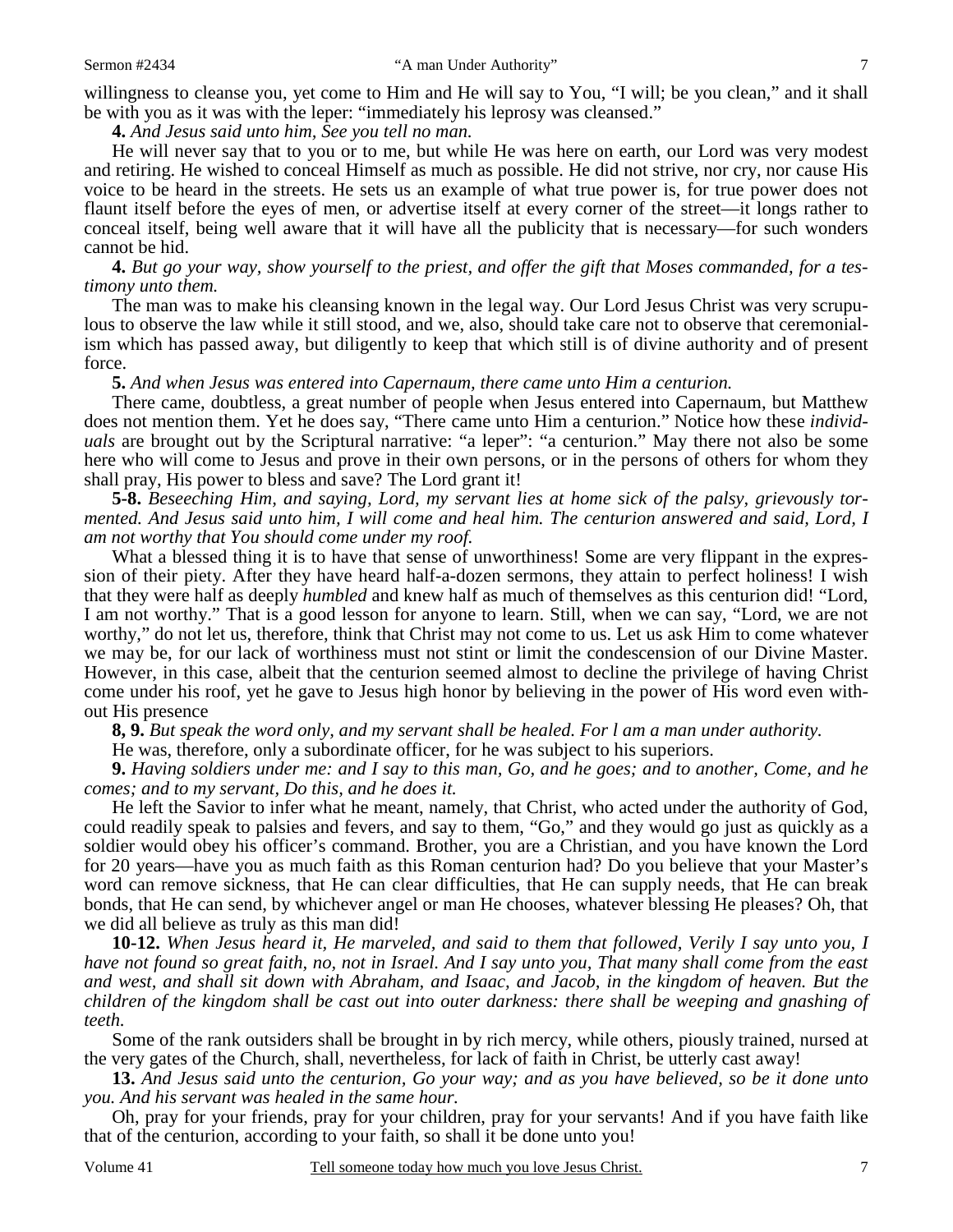willingness to cleanse you, yet come to Him and He will say to You, "I will; be you clean," and it shall be with you as it was with the leper: "immediately his leprosy was cleansed."

**4.** *And Jesus said unto him, See you tell no man.*

He will never say that to you or to me, but while He was here on earth, our Lord was very modest and retiring. He wished to conceal Himself as much as possible. He did not strive, nor cry, nor cause His voice to be heard in the streets. He sets us an example of what true power is, for true power does not flaunt itself before the eyes of men, or advertise itself at every corner of the street—it longs rather to conceal itself, being well aware that it will have all the publicity that is necessary—for such wonders cannot be hid.

**4.** *But go your way, show yourself to the priest, and offer the gift that Moses commanded, for a testimony unto them.*

The man was to make his cleansing known in the legal way. Our Lord Jesus Christ was very scrupulous to observe the law while it still stood, and we, also, should take care not to observe that ceremonialism which has passed away, but diligently to keep that which still is of divine authority and of present force.

**5.** *And when Jesus was entered into Capernaum, there came unto Him a centurion.*

There came, doubtless, a great number of people when Jesus entered into Capernaum, but Matthew does not mention them. Yet he does say, "There came unto Him a centurion." Notice how these *individuals* are brought out by the Scriptural narrative: "a leper": "a centurion." May there not also be some here who will come to Jesus and prove in their own persons, or in the persons of others for whom they shall pray, His power to bless and save? The Lord grant it!

**5-8.** *Beseeching Him, and saying, Lord, my servant lies at home sick of the palsy, grievously tormented. And Jesus said unto him, I will come and heal him. The centurion answered and said, Lord, I am not worthy that You should come under my roof.*

What a blessed thing it is to have that sense of unworthiness! Some are very flippant in the expression of their piety. After they have heard half-a-dozen sermons, they attain to perfect holiness! I wish that they were half as deeply *humbled* and knew half as much of themselves as this centurion did! "Lord, I am not worthy." That is a good lesson for anyone to learn. Still, when we can say, "Lord, we are not worthy," do not let us, therefore, think that Christ may not come to us. Let us ask Him to come whatever we may be, for our lack of worthiness must not stint or limit the condescension of our Divine Master. However, in this case, albeit that the centurion seemed almost to decline the privilege of having Christ come under his roof, yet he gave to Jesus high honor by believing in the power of His word even without His presence

**8, 9.** *But speak the word only, and my servant shall be healed. For l am a man under authority.*

He was, therefore, only a subordinate officer, for he was subject to his superiors.

**9.** *Having soldiers under me: and I say to this man, Go, and he goes; and to another, Come, and he comes; and to my servant, Do this, and he does it.*

He left the Savior to infer what he meant, namely, that Christ, who acted under the authority of God, could readily speak to palsies and fevers, and say to them, "Go," and they would go just as quickly as a soldier would obey his officer's command. Brother, you are a Christian, and you have known the Lord for 20 years—have you as much faith as this Roman centurion had? Do you believe that your Master's word can remove sickness, that He can clear difficulties, that He can supply needs, that He can break bonds, that He can send, by whichever angel or man He chooses, whatever blessing He pleases? Oh, that we did all believe as truly as this man did!

**10-12.** *When Jesus heard it, He marveled, and said to them that followed, Verily I say unto you, I have not found so great faith, no, not in Israel. And I say unto you, That many shall come from the east and west, and shall sit down with Abraham, and Isaac, and Jacob, in the kingdom of heaven. But the children of the kingdom shall be cast out into outer darkness: there shall be weeping and gnashing of teeth.*

Some of the rank outsiders shall be brought in by rich mercy, while others, piously trained, nursed at the very gates of the Church, shall, nevertheless, for lack of faith in Christ, be utterly cast away!

**13.** *And Jesus said unto the centurion, Go your way; and as you have believed, so be it done unto you. And his servant was healed in the same hour.*

Oh, pray for your friends, pray for your children, pray for your servants! And if you have faith like that of the centurion, according to your faith, so shall it be done unto you!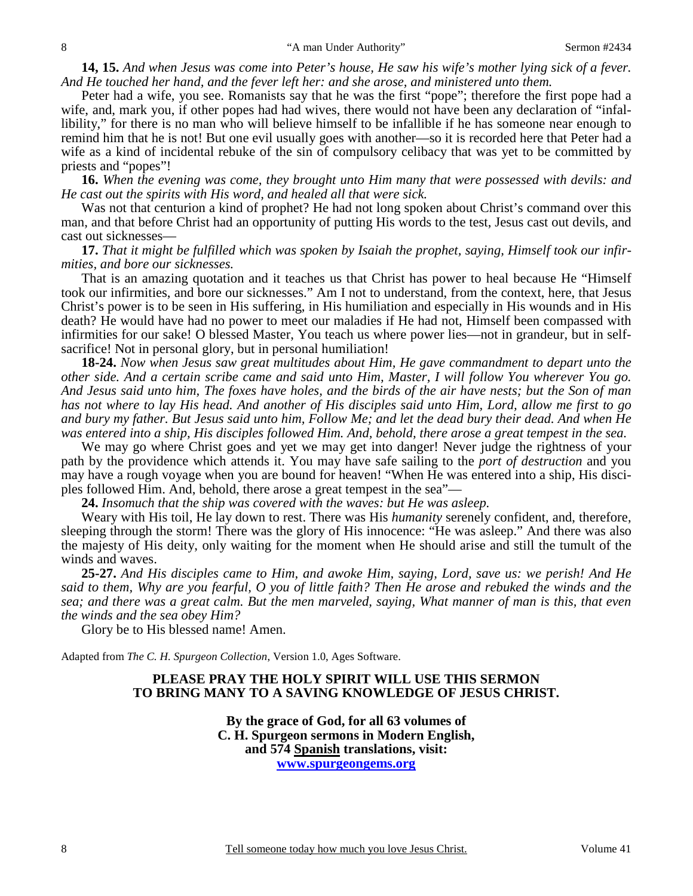**14, 15.** *And when Jesus was come into Peter's house, He saw his wife's mother lying sick of a fever. And He touched her hand, and the fever left her: and she arose, and ministered unto them.*

Peter had a wife, you see. Romanists say that he was the first "pope"; therefore the first pope had a wife, and, mark you, if other popes had had wives, there would not have been any declaration of "infallibility," for there is no man who will believe himself to be infallible if he has someone near enough to remind him that he is not! But one evil usually goes with another—so it is recorded here that Peter had a wife as a kind of incidental rebuke of the sin of compulsory celibacy that was yet to be committed by priests and "popes"!

**16.** *When the evening was come, they brought unto Him many that were possessed with devils: and He cast out the spirits with His word, and healed all that were sick.*

Was not that centurion a kind of prophet? He had not long spoken about Christ's command over this man, and that before Christ had an opportunity of putting His words to the test, Jesus cast out devils, and cast out sicknesses—

**17.** *That it might be fulfilled which was spoken by Isaiah the prophet, saying, Himself took our infirmities, and bore our sicknesses.*

That is an amazing quotation and it teaches us that Christ has power to heal because He "Himself took our infirmities, and bore our sicknesses." Am I not to understand, from the context, here, that Jesus Christ's power is to be seen in His suffering, in His humiliation and especially in His wounds and in His death? He would have had no power to meet our maladies if He had not, Himself been compassed with infirmities for our sake! O blessed Master, You teach us where power lies—not in grandeur, but in self-sacrifice! Not in personal glory, but in personal humiliation!

**18-24.** *Now when Jesus saw great multitudes about Him, He gave commandment to depart unto the other side. And a certain scribe came and said unto Him, Master, I will follow You wherever You go. And Jesus said unto him, The foxes have holes, and the birds of the air have nests; but the Son of man has not where to lay His head. And another of His disciples said unto Him, Lord, allow me first to go and bury my father. But Jesus said unto him, Follow Me; and let the dead bury their dead. And when He was entered into a ship, His disciples followed Him. And, behold, there arose a great tempest in the sea.*

We may go where Christ goes and yet we may get into danger! Never judge the rightness of your path by the providence which attends it. You may have safe sailing to the *port of destruction* and you may have a rough voyage when you are bound for heaven! "When He was entered into a ship, His disciples followed Him. And, behold, there arose a great tempest in the sea"—

**24.** *Insomuch that the ship was covered with the waves: but He was asleep.*

Weary with His toil, He lay down to rest. There was His *humanity* serenely confident, and, therefore, sleeping through the storm! There was the glory of His innocence: "He was asleep." And there was also the majesty of His deity, only waiting for the moment when He should arise and still the tumult of the winds and waves.

**25-27.** *And His disciples came to Him, and awoke Him, saying, Lord, save us: we perish! And He said to them, Why are you fearful, O you of little faith? Then He arose and rebuked the winds and the sea; and there was a great calm. But the men marveled, saying, What manner of man is this, that even the winds and the sea obey Him?*

Glory be to His blessed name! Amen.

Adapted from *The C. H. Spurgeon Collection*, Version 1.0, Ages Software.

**PLEASE PRAY THE HOLY SPIRIT WILL USE THIS SERMON TO BRING MANY TO A SAVING KNOWLEDGE OF JESUS CHRIST.**

**By the grace of God, for all 63 volumes of C. H. Spurgeon sermons in Modern English, and 574 Spanish translations, visit: www.spurgeongems.org**